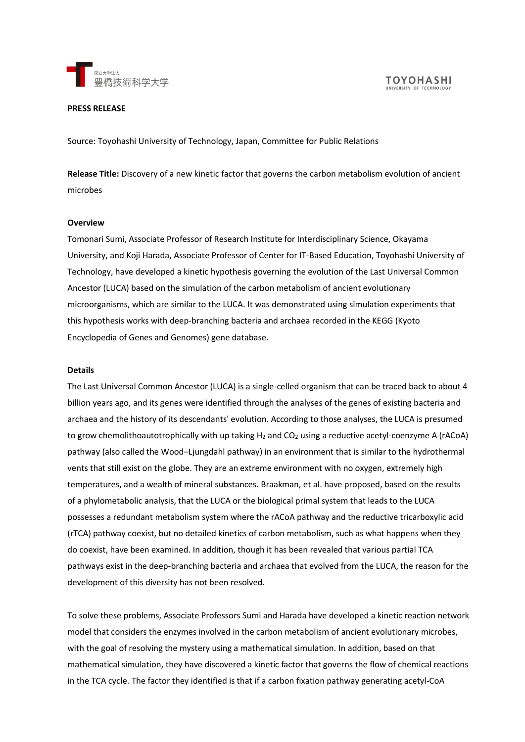**PRESS RELEASE**

Source: Toyohashi University of Technology, Japan, Committee for Public Relations

**Release Title:** Discovery of a new kinetic factor that governs the carbon metabolism evolution of ancient microbes

**Overview**

Tomonari Sumi, Associate Professor of Research Institute for Interdisciplinary Science, Okayama University, and Koji Harada, Associate Professor of Center for IT-Based Education, Toyohashi University of Technology, have developed a kinetic hypothesis governing the evolution of the Last Universal Common Ancestor (LUCA) based on the simulation of the carbon metabolism of ancient evolutionary microorganisms, which are similar to the LUCA. It was demonstrated using simulation experiments that this hypothesis works with deep-branching bacteria and archaea recorded in the KEGG (Kyoto Encyclopedia of Genes and Genomes) gene database.

**Details**

The Last Universal Common Ancestor (LUCA) is a single-celled organism that can be traced back to about 4 billion years ago, and its genes were identified through the analyses of the genes of existing bacteria and archaea and the history of its descendants' evolution. According to those analyses, the LUCA is presumed to grow chemolithoautotrophically with up taking $H_2$ and $CO_2$ using a reductive acetyl-coenzyme A (rACoA) pathway (also called the Wood–Ljungdahl pathway) in an environment that is similar to the hydrothermal vents that still exist on the globe. They are an extreme environment with no oxygen, extremely high temperatures, and a wealth of mineral substances. Braakman, et al. have proposed, based on the results of a phylometabolic analysis, that the LUCA or the biological primal system that leads to the LUCA possesses a redundant metabolism system where the rACoA pathway and the reductive tricarboxylic acid (rTCA) pathway coexist, but no detailed kinetics of carbon metabolism, such as what happens when they do coexist, have been examined. In addition, though it has been revealed that various partial TCA pathways exist in the deep-branching bacteria and archaea that evolved from the LUCA, the reason for the development of this diversity has not been resolved.

To solve these problems, Associate Professors Sumi and Harada have developed a kinetic reaction network model that considers the enzymes involved in the carbon metabolism of ancient evolutionary microbes, with the goal of resolving the mystery using a mathematical simulation. In addition, based on that mathematical simulation, they have discovered a kinetic factor that governs the flow of chemical reactions in the TCA cycle. The factor they identified is that if a carbon fixation pathway generating acetyl-CoA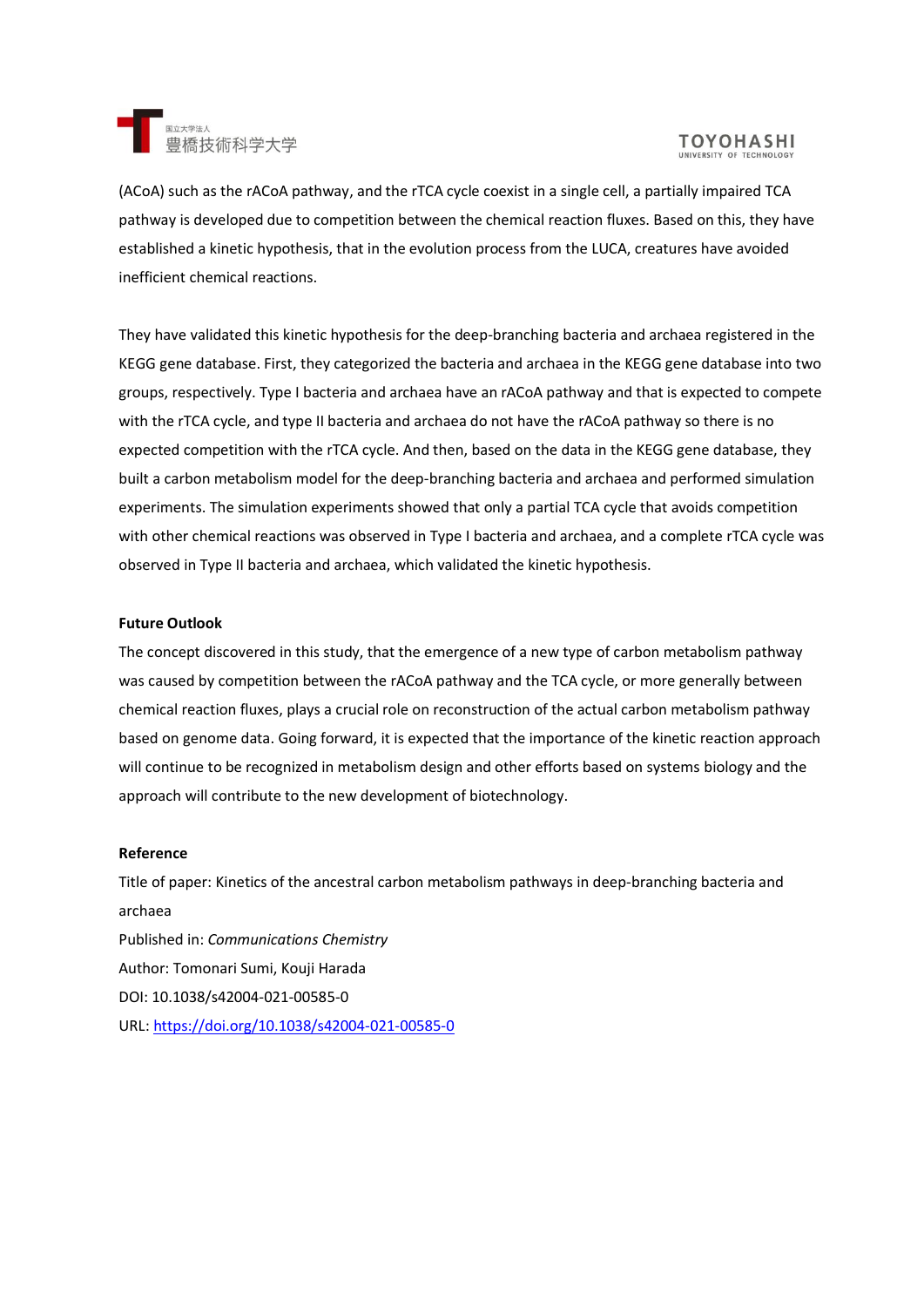(ACoA) such as the rACoA pathway, and the rTCA cycle coexist in a single cell, a partially impaired TCA pathway is developed due to competition between the chemical reaction fluxes. Based on this, they have established a kinetic hypothesis, that in the evolution process from the LUCA, creatures have avoided inefficient chemical reactions.

They have validated this kinetic hypothesis for the deep-branching bacteria and archaea registered in the KEGG gene database. First, they categorized the bacteria and archaea in the KEGG gene database into two groups, respectively. Type I bacteria and archaea have an rACoA pathway and that is expected to compete with the rTCA cycle, and type II bacteria and archaea do not have the rACoA pathway so there is no expected competition with the rTCA cycle. And then, based on the data in the KEGG gene database, they built a carbon metabolism model for the deep-branching bacteria and archaea and performed simulation experiments. The simulation experiments showed that only a partial TCA cycle that avoids competition with other chemical reactions was observed in Type I bacteria and archaea, and a complete rTCA cycle was observed in Type II bacteria and archaea, which validated the kinetic hypothesis.

**Future Outlook**

The concept discovered in this study, that the emergence of a new type of carbon metabolism pathway was caused by competition between the rACoA pathway and the TCA cycle, or more generally between chemical reaction fluxes, plays a crucial role on reconstruction of the actual carbon metabolism pathway based on genome data. Going forward, it is expected that the importance of the kinetic reaction approach will continue to be recognized in metabolism design and other efforts based on systems biology and the approach will contribute to the new development of biotechnology.

**Reference**

Title of paper: Kinetics of the ancestral carbon metabolism pathways in deep-branching bacteria and archaea

Published in: *Communications Chemistry*

Author: Tomonari Sumi, Kouji Harada

DOI: 10.1038/s42004-021-00585-0

URL: [https://doi.org/10.1038/s42004-021-00585-0](https://doi.org/10.1038/s42004-021-00585-0)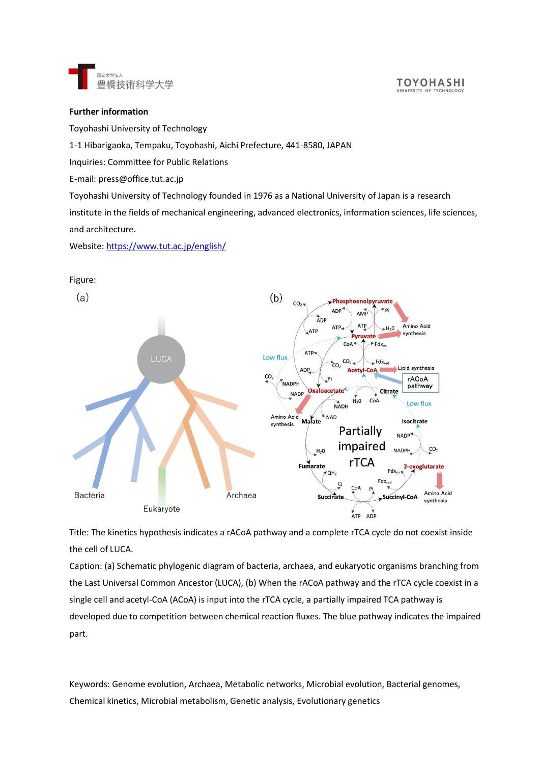**Further information**

Toyohashi University of Technology

1-1 Hibarigaoka, Tempaku, Toyohashi, Aichi Prefecture, 441-8580, JAPAN

Inquiries: Committee for Public Relations

E-mail: press@office.tut.ac.jp

Toyohashi University of Technology founded in 1976 as a National University of Japan is a research institute in the fields of mechanical engineering, advanced electronics, information sciences, life sciences, and architecture.

Website: [https://www.tut.ac.jp/english/](https://www.tut.ac.jp/english/)

Figure:

(a)

LUCA

Bacteria

Eukaryote

Archaea

(b)

Phosphoenolpyruvate

Amino Acid synthesis

Pyruvate

Low flux

Acetyl-CoA

Lipid synthesis

rACoA pathway

Oxaloacetate

Citrate

Low flux

Amino Acid synthesis

Malate

Isocitrate

Partially impaired rTCA

Fumarate

2-oxoglutarate

Succinate

Succinyl-CoA

Amino Acid synthesis

Title: The kinetics hypothesis indicates a rACoA pathway and a complete rTCA cycle do not coexist inside the cell of LUCA.

Caption: (a) Schematic phylogenic diagram of bacteria, archaea, and eukaryotic organisms branching from the Last Universal Common Ancestor (LUCA), (b) When the rACoA pathway and the rTCA cycle coexist in a single cell and acetyl-CoA (ACoA) is input into the rTCA cycle, a partially impaired TCA pathway is developed due to competition between chemical reaction fluxes. The blue pathway indicates the impaired part.

Keywords: Genome evolution, Archaea, Metabolic networks, Microbial evolution, Bacterial genomes, Chemical kinetics, Microbial metabolism, Genetic analysis, Evolutionary genetics